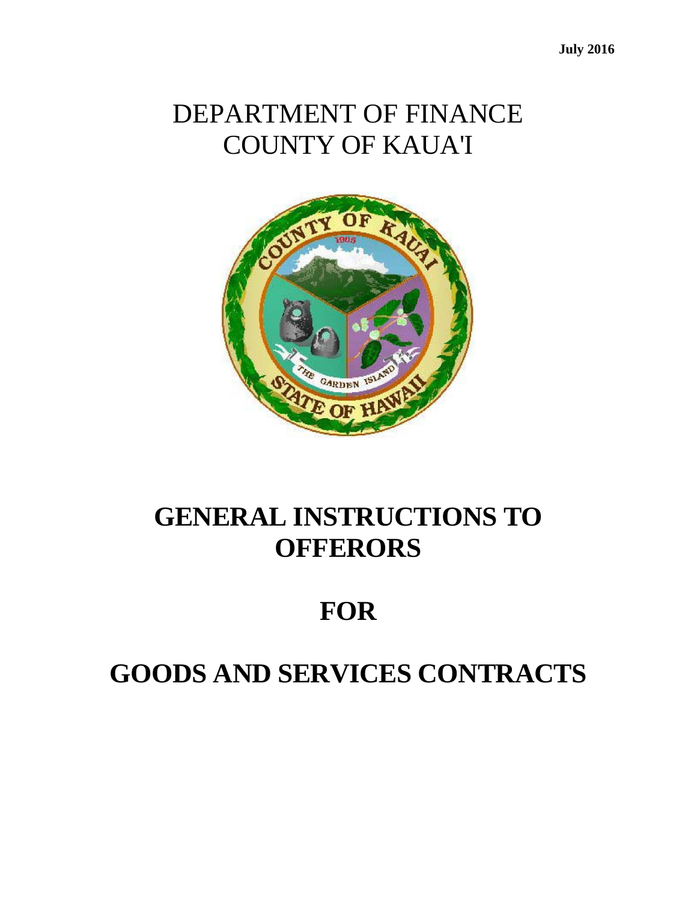**July 2016**

# DEPARTMENT OF FINANCE
# COUNTY OF KAUA'I

# GENERAL INSTRUCTIONS TO OFFERORS

# FOR

# GOODS AND SERVICES CONTRACTS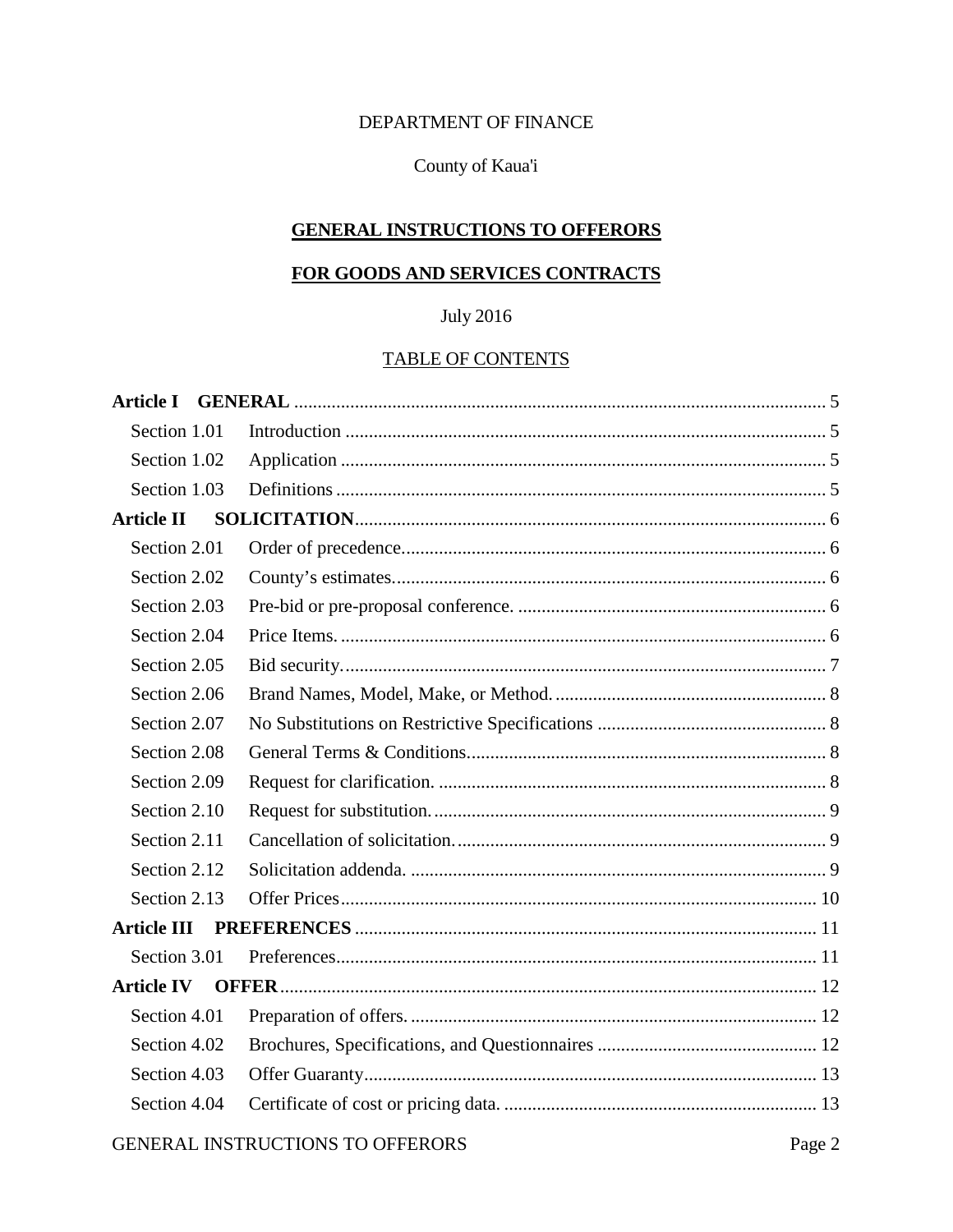DEPARTMENT OF FINANCE

County of Kaua'i

# GENERAL INSTRUCTIONS TO OFFERORS

# FOR GOODS AND SERVICES CONTRACTS

July 2016

## TABLE OF CONTENTS

**Article I GENERAL** ........................................ 5

- Section 1.01 Introduction ........................................ 5
- Section 1.02 Application ........................................ 5
- Section 1.03 Definitions ........................................ 5

**Article II SOLICITATION** ........................................ 6

- Section 2.01 Order of precedence. ........................................ 6
- Section 2.02 County's estimates. ........................................ 6
- Section 2.03 Pre-bid or pre-proposal conference. ........................................ 6
- Section 2.04 Price Items. ........................................ 6
- Section 2.05 Bid security. ........................................ 7
- Section 2.06 Brand Names, Model, Make, or Method. ........................................ 8
- Section 2.07 No Substitutions on Restrictive Specifications ........................................ 8
- Section 2.08 General Terms & Conditions. ........................................ 8
- Section 2.09 Request for clarification. ........................................ 8
- Section 2.10 Request for substitution. ........................................ 9
- Section 2.11 Cancellation of solicitation. ........................................ 9
- Section 2.12 Solicitation addenda. ........................................ 9
- Section 2.13 Offer Prices ........................................ 10

**Article III PREFERENCES** ........................................ 11

- Section 3.01 Preferences ........................................ 11

**Article IV OFFER** ........................................ 12

- Section 4.01 Preparation of offers. ........................................ 12
- Section 4.02 Brochures, Specifications, and Questionnaires ........................................ 12
- Section 4.03 Offer Guaranty ........................................ 13
- Section 4.04 Certificate of cost or pricing data. ........................................ 13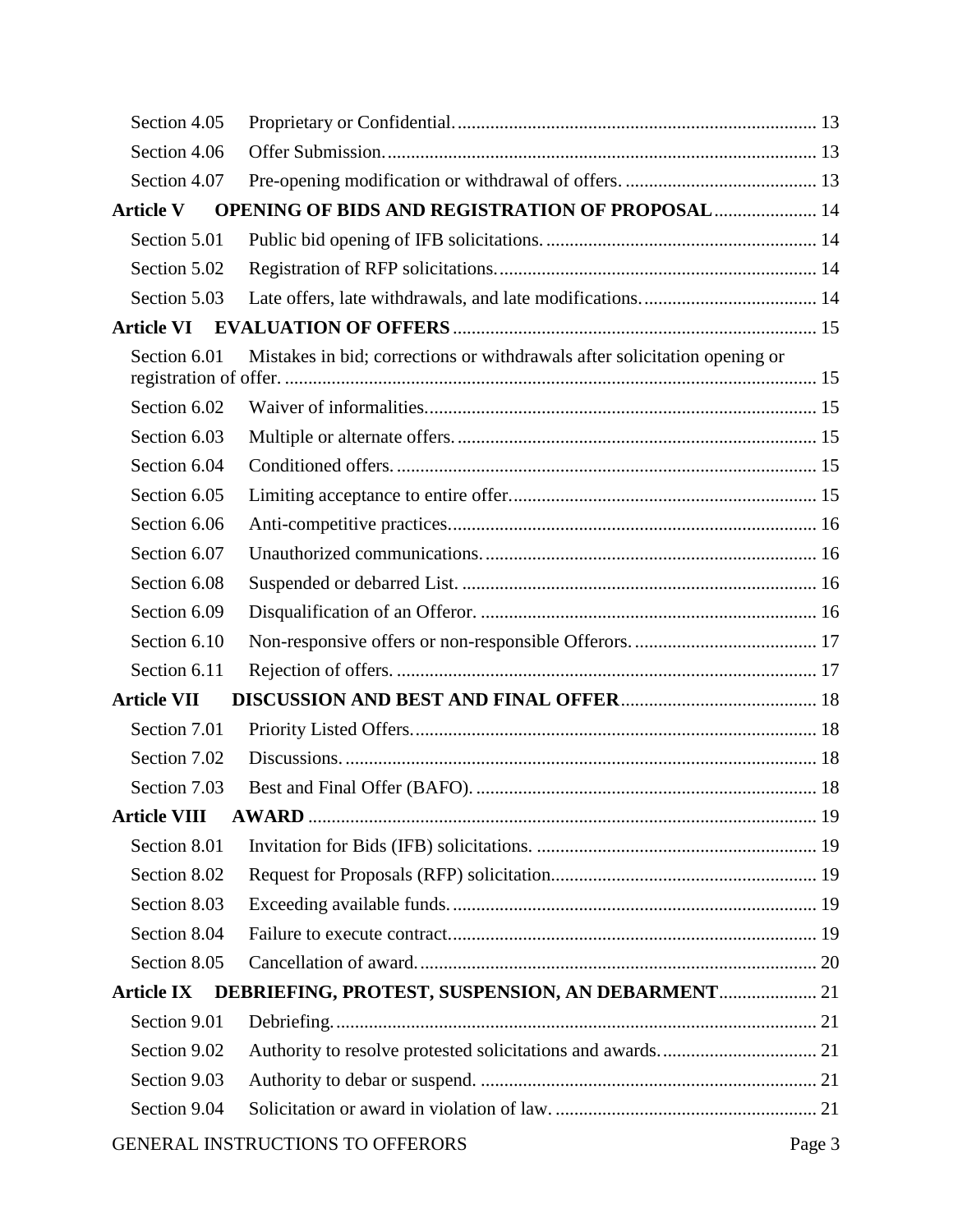Section 4.05 Proprietary or Confidential. 13

Section 4.06 Offer Submission. 13

Section 4.07 Pre-opening modification or withdrawal of offers. 13

**Article V OPENING OF BIDS AND REGISTRATION OF PROPOSAL** 14

Section 5.01 Public bid opening of IFB solicitations. 14

Section 5.02 Registration of RFP solicitations. 14

Section 5.03 Late offers, late withdrawals, and late modifications. 14

**Article VI EVALUATION OF OFFERS** 15

Section 6.01 Mistakes in bid; corrections or withdrawals after solicitation opening or registration of offer. 15

Section 6.02 Waiver of informalities. 15

Section 6.03 Multiple or alternate offers. 15

Section 6.04 Conditioned offers. 15

Section 6.05 Limiting acceptance to entire offer. 15

Section 6.06 Anti-competitive practices. 16

Section 6.07 Unauthorized communications. 16

Section 6.08 Suspended or debarred List. 16

Section 6.09 Disqualification of an Offeror. 16

Section 6.10 Non-responsive offers or non-responsible Offerors. 17

Section 6.11 Rejection of offers. 17

**Article VII DISCUSSION AND BEST AND FINAL OFFER** 18

Section 7.01 Priority Listed Offers. 18

Section 7.02 Discussions. 18

Section 7.03 Best and Final Offer (BAFO). 18

**Article VIII AWARD** 19

Section 8.01 Invitation for Bids (IFB) solicitations. 19

Section 8.02 Request for Proposals (RFP) solicitation. 19

Section 8.03 Exceeding available funds. 19

Section 8.04 Failure to execute contract. 19

Section 8.05 Cancellation of award. 20

**Article IX DEBRIEFING, PROTEST, SUSPENSION, AN DEBARMENT** 21

Section 9.01 Debriefing. 21

Section 9.02 Authority to resolve protested solicitations and awards. 21

Section 9.03 Authority to debar or suspend. 21

Section 9.04 Solicitation or award in violation of law. 21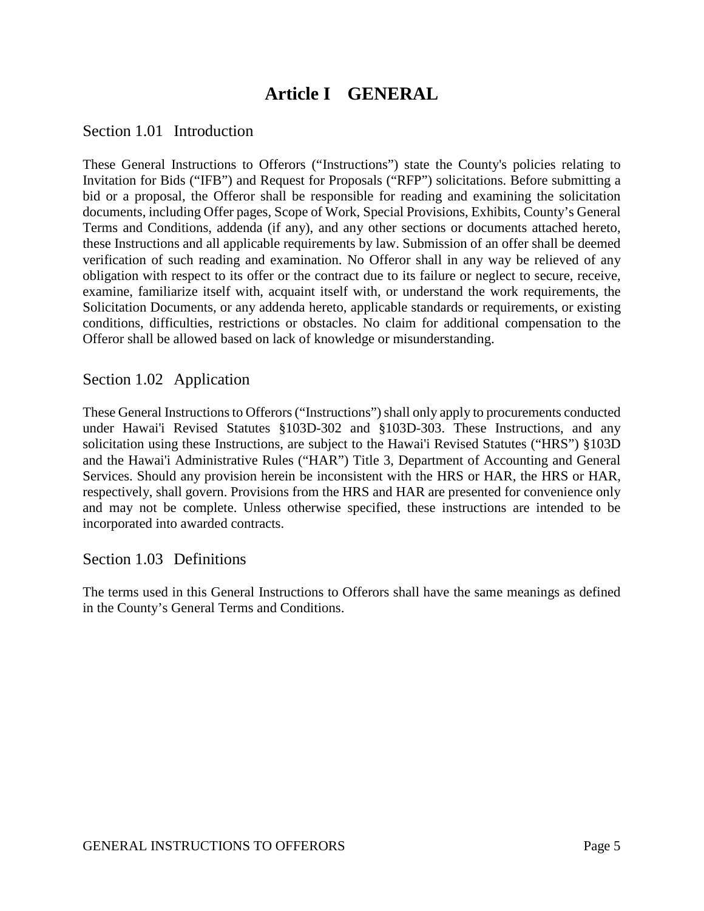# Article I GENERAL

## Section 1.01 Introduction

These General Instructions to Offerors ("Instructions") state the County's policies relating to Invitation for Bids ("IFB") and Request for Proposals ("RFP") solicitations. Before submitting a bid or a proposal, the Offeror shall be responsible for reading and examining the solicitation documents, including Offer pages, Scope of Work, Special Provisions, Exhibits, County's General Terms and Conditions, addenda (if any), and any other sections or documents attached hereto, these Instructions and all applicable requirements by law. Submission of an offer shall be deemed verification of such reading and examination. No Offeror shall in any way be relieved of any obligation with respect to its offer or the contract due to its failure or neglect to secure, receive, examine, familiarize itself with, acquaint itself with, or understand the work requirements, the Solicitation Documents, or any addenda hereto, applicable standards or requirements, or existing conditions, difficulties, restrictions or obstacles. No claim for additional compensation to the Offeror shall be allowed based on lack of knowledge or misunderstanding.

## Section 1.02 Application

These General Instructions to Offerors ("Instructions") shall only apply to procurements conducted under Hawai'i Revised Statutes §103D-302 and §103D-303. These Instructions, and any solicitation using these Instructions, are subject to the Hawai'i Revised Statutes ("HRS") §103D and the Hawai'i Administrative Rules ("HAR") Title 3, Department of Accounting and General Services. Should any provision herein be inconsistent with the HRS or HAR, the HRS or HAR, respectively, shall govern. Provisions from the HRS and HAR are presented for convenience only and may not be complete. Unless otherwise specified, these instructions are intended to be incorporated into awarded contracts.

## Section 1.03 Definitions

The terms used in this General Instructions to Offerors shall have the same meanings as defined in the County's General Terms and Conditions.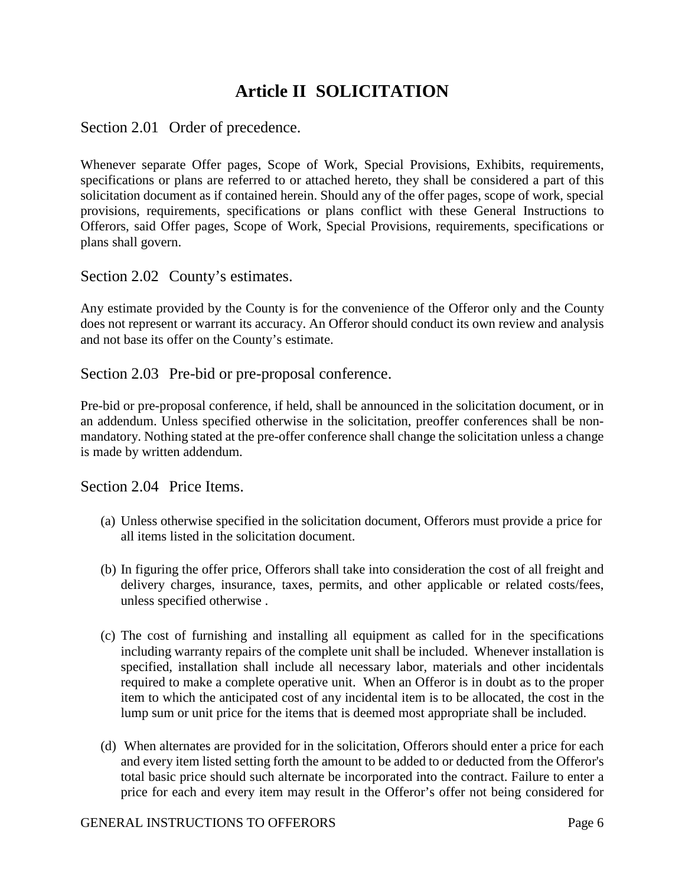# Article II SOLICITATION

## Section 2.01 Order of precedence.

Whenever separate Offer pages, Scope of Work, Special Provisions, Exhibits, requirements, specifications or plans are referred to or attached hereto, they shall be considered a part of this solicitation document as if contained herein. Should any of the offer pages, scope of work, special provisions, requirements, specifications or plans conflict with these General Instructions to Offerors, said Offer pages, Scope of Work, Special Provisions, requirements, specifications or plans shall govern.

## Section 2.02 County's estimates.

Any estimate provided by the County is for the convenience of the Offeror only and the County does not represent or warrant its accuracy. An Offeror should conduct its own review and analysis and not base its offer on the County's estimate.

## Section 2.03 Pre-bid or pre-proposal conference.

Pre-bid or pre-proposal conference, if held, shall be announced in the solicitation document, or in an addendum. Unless specified otherwise in the solicitation, preoffer conferences shall be non-mandatory. Nothing stated at the pre-offer conference shall change the solicitation unless a change is made by written addendum.

## Section 2.04 Price Items.

(a) Unless otherwise specified in the solicitation document, Offerors must provide a price for all items listed in the solicitation document.

(b) In figuring the offer price, Offerors shall take into consideration the cost of all freight and delivery charges, insurance, taxes, permits, and other applicable or related costs/fees, unless specified otherwise .

(c) The cost of furnishing and installing all equipment as called for in the specifications including warranty repairs of the complete unit shall be included. Whenever installation is specified, installation shall include all necessary labor, materials and other incidentals required to make a complete operative unit. When an Offeror is in doubt as to the proper item to which the anticipated cost of any incidental item is to be allocated, the cost in the lump sum or unit price for the items that is deemed most appropriate shall be included.

(d) When alternates are provided for in the solicitation, Offerors should enter a price for each and every item listed setting forth the amount to be added to or deducted from the Offeror's total basic price should such alternate be incorporated into the contract. Failure to enter a price for each and every item may result in the Offeror's offer not being considered for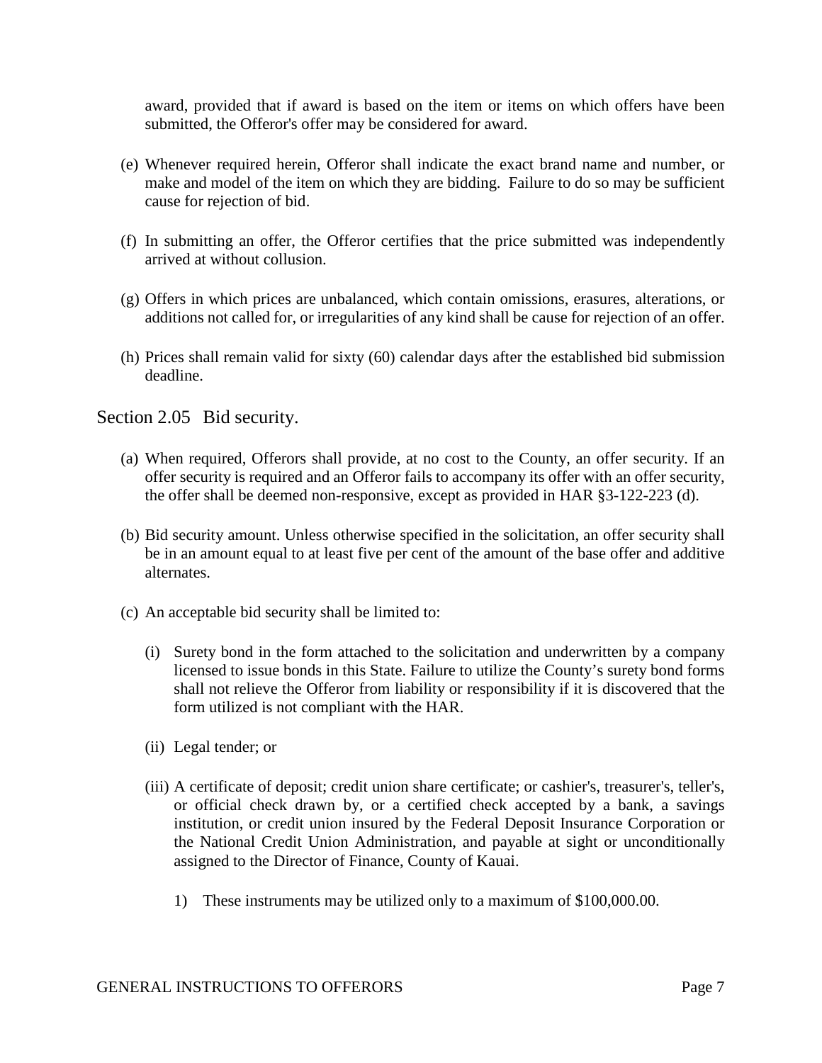award, provided that if award is based on the item or items on which offers have been submitted, the Offeror's offer may be considered for award.

(e) Whenever required herein, Offeror shall indicate the exact brand name and number, or make and model of the item on which they are bidding. Failure to do so may be sufficient cause for rejection of bid.

(f) In submitting an offer, the Offeror certifies that the price submitted was independently arrived at without collusion.

(g) Offers in which prices are unbalanced, which contain omissions, erasures, alterations, or additions not called for, or irregularities of any kind shall be cause for rejection of an offer.

(h) Prices shall remain valid for sixty (60) calendar days after the established bid submission deadline.

## Section 2.05 Bid security.

(a) When required, Offerors shall provide, at no cost to the County, an offer security. If an offer security is required and an Offeror fails to accompany its offer with an offer security, the offer shall be deemed non-responsive, except as provided in HAR §3-122-223 (d).

(b) Bid security amount. Unless otherwise specified in the solicitation, an offer security shall be in an amount equal to at least five per cent of the amount of the base offer and additive alternates.

(c) An acceptable bid security shall be limited to:

(i) Surety bond in the form attached to the solicitation and underwritten by a company licensed to issue bonds in this State. Failure to utilize the County's surety bond forms shall not relieve the Offeror from liability or responsibility if it is discovered that the form utilized is not compliant with the HAR.

(ii) Legal tender; or

(iii) A certificate of deposit; credit union share certificate; or cashier's, treasurer's, teller's, or official check drawn by, or a certified check accepted by a bank, a savings institution, or credit union insured by the Federal Deposit Insurance Corporation or the National Credit Union Administration, and payable at sight or unconditionally assigned to the Director of Finance, County of Kauai.

1) These instruments may be utilized only to a maximum of $100,000.00.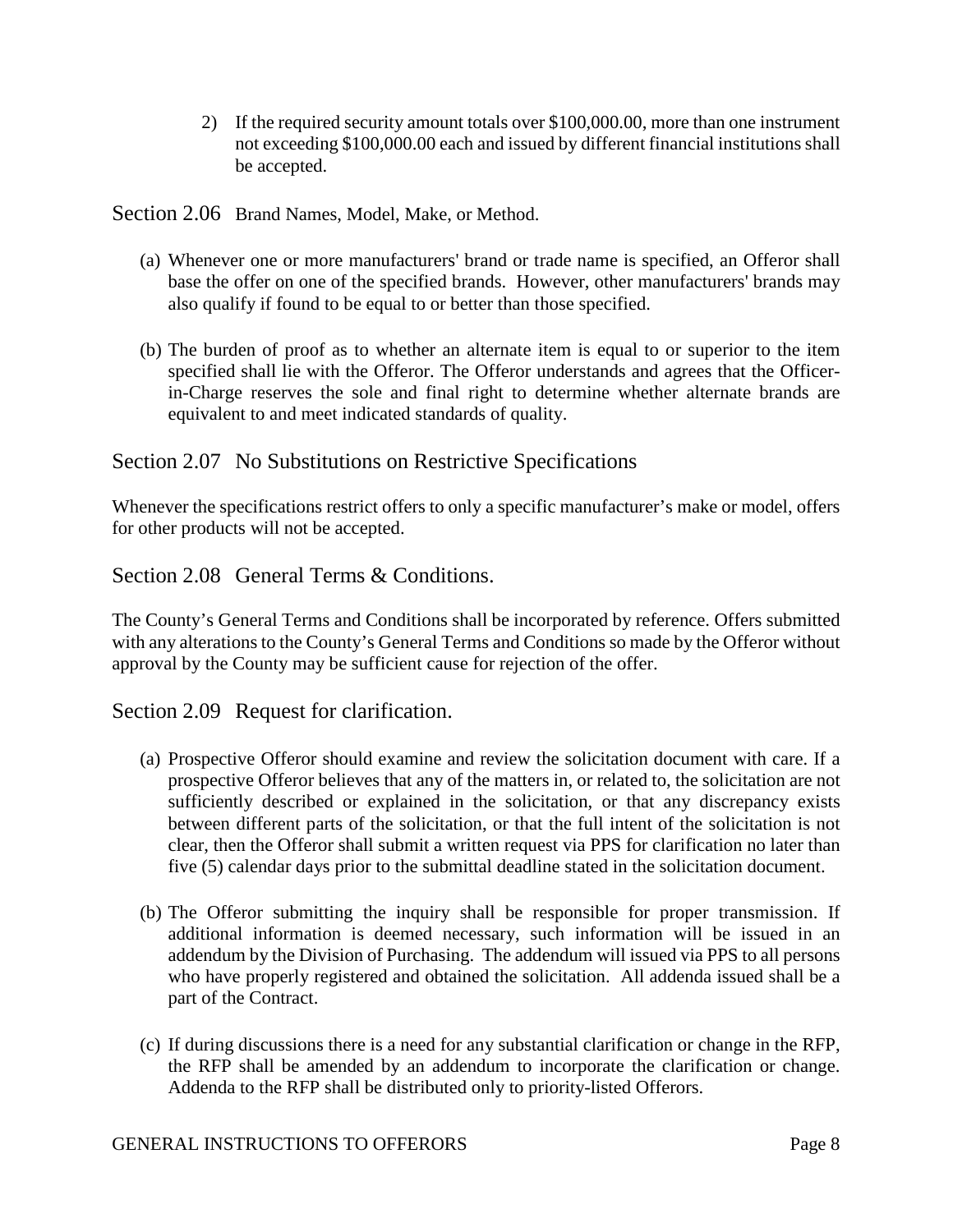2) If the required security amount totals over $100,000.00, more than one instrument not exceeding $100,000.00 each and issued by different financial institutions shall be accepted.

## Section 2.06 Brand Names, Model, Make, or Method.

(a) Whenever one or more manufacturers' brand or trade name is specified, an Offeror shall base the offer on one of the specified brands. However, other manufacturers' brands may also qualify if found to be equal to or better than those specified.

(b) The burden of proof as to whether an alternate item is equal to or superior to the item specified shall lie with the Offeror. The Offeror understands and agrees that the Officer-in-Charge reserves the sole and final right to determine whether alternate brands are equivalent to and meet indicated standards of quality.

## Section 2.07 No Substitutions on Restrictive Specifications

Whenever the specifications restrict offers to only a specific manufacturer's make or model, offers for other products will not be accepted.

## Section 2.08 General Terms & Conditions.

The County's General Terms and Conditions shall be incorporated by reference. Offers submitted with any alterations to the County's General Terms and Conditions so made by the Offeror without approval by the County may be sufficient cause for rejection of the offer.

## Section 2.09 Request for clarification.

(a) Prospective Offeror should examine and review the solicitation document with care. If a prospective Offeror believes that any of the matters in, or related to, the solicitation are not sufficiently described or explained in the solicitation, or that any discrepancy exists between different parts of the solicitation, or that the full intent of the solicitation is not clear, then the Offeror shall submit a written request via PPS for clarification no later than five (5) calendar days prior to the submittal deadline stated in the solicitation document.

(b) The Offeror submitting the inquiry shall be responsible for proper transmission. If additional information is deemed necessary, such information will be issued in an addendum by the Division of Purchasing. The addendum will issued via PPS to all persons who have properly registered and obtained the solicitation. All addenda issued shall be a part of the Contract.

(c) If during discussions there is a need for any substantial clarification or change in the RFP, the RFP shall be amended by an addendum to incorporate the clarification or change. Addenda to the RFP shall be distributed only to priority-listed Offerors.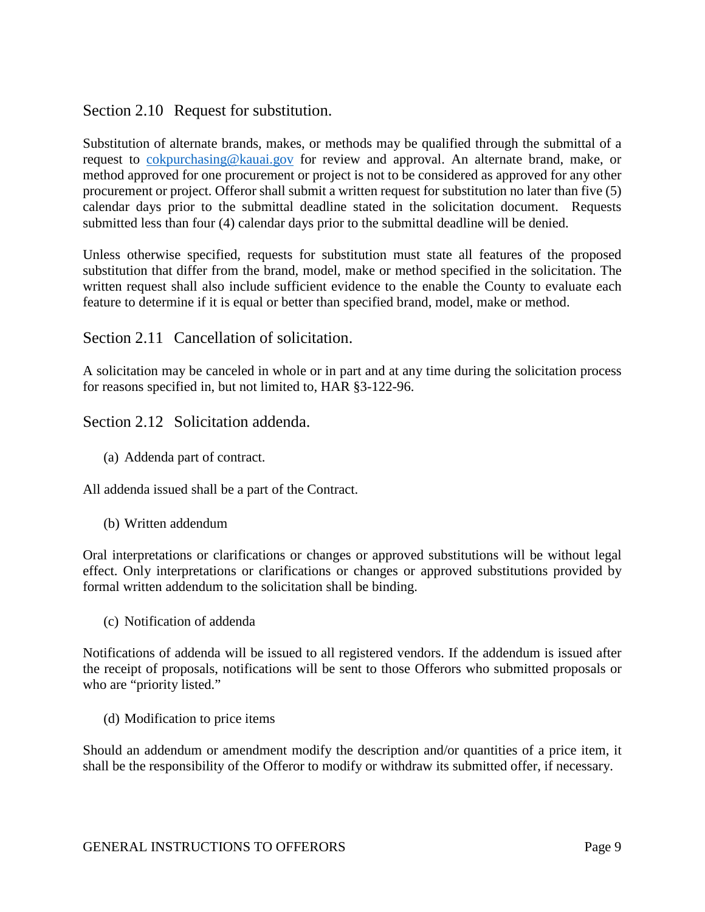## Section 2.10 Request for substitution.

Substitution of alternate brands, makes, or methods may be qualified through the submittal of a request to cokpurchasing@kauai.gov for review and approval. An alternate brand, make, or method approved for one procurement or project is not to be considered as approved for any other procurement or project. Offeror shall submit a written request for substitution no later than five (5) calendar days prior to the submittal deadline stated in the solicitation document. Requests submitted less than four (4) calendar days prior to the submittal deadline will be denied.

Unless otherwise specified, requests for substitution must state all features of the proposed substitution that differ from the brand, model, make or method specified in the solicitation. The written request shall also include sufficient evidence to the enable the County to evaluate each feature to determine if it is equal or better than specified brand, model, make or method.

## Section 2.11 Cancellation of solicitation.

A solicitation may be canceled in whole or in part and at any time during the solicitation process for reasons specified in, but not limited to, HAR §3-122-96.

## Section 2.12 Solicitation addenda.

(a) Addenda part of contract.

All addenda issued shall be a part of the Contract.

(b) Written addendum

Oral interpretations or clarifications or changes or approved substitutions will be without legal effect. Only interpretations or clarifications or changes or approved substitutions provided by formal written addendum to the solicitation shall be binding.

(c) Notification of addenda

Notifications of addenda will be issued to all registered vendors. If the addendum is issued after the receipt of proposals, notifications will be sent to those Offerors who submitted proposals or who are "priority listed."

(d) Modification to price items

Should an addendum or amendment modify the description and/or quantities of a price item, it shall be the responsibility of the Offeror to modify or withdraw its submitted offer, if necessary.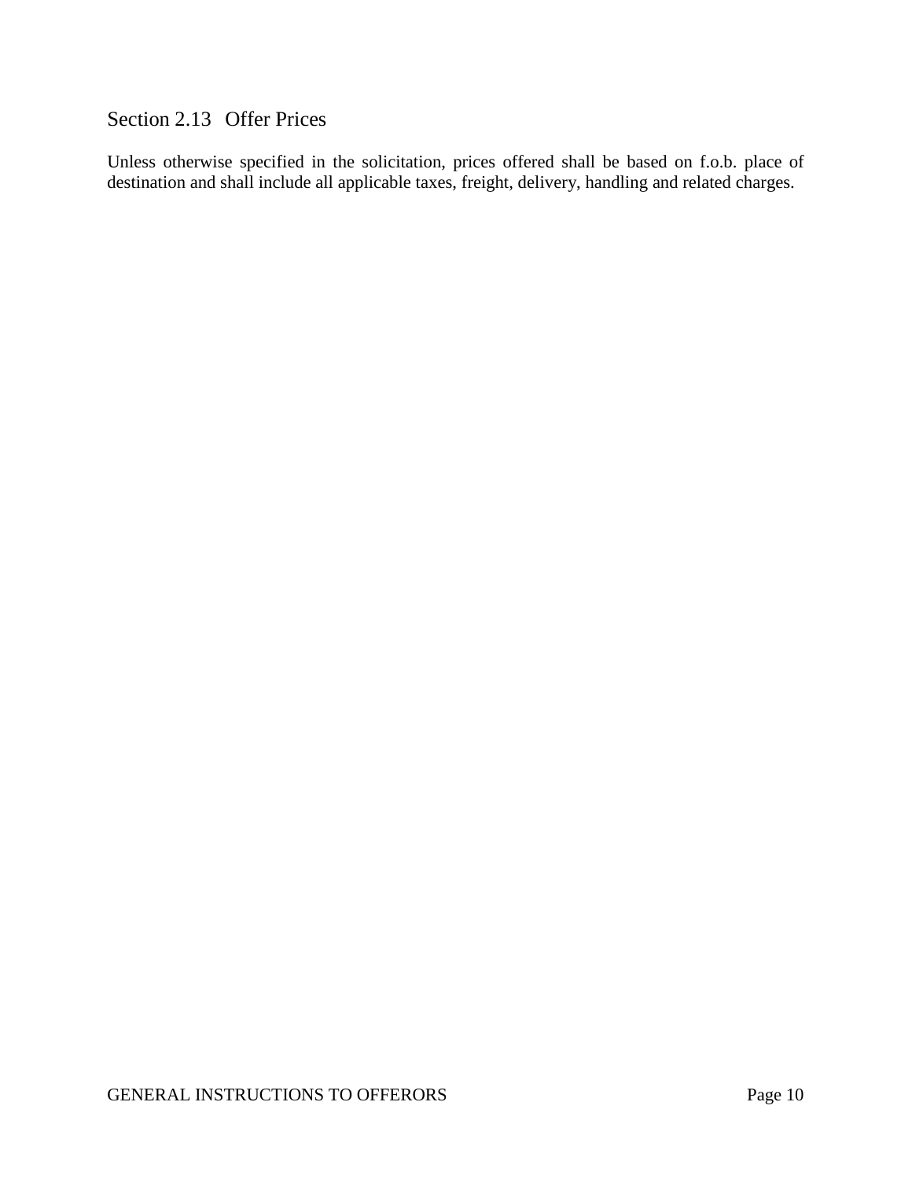## Section 2.13 Offer Prices

Unless otherwise specified in the solicitation, prices offered shall be based on f.o.b. place of destination and shall include all applicable taxes, freight, delivery, handling and related charges.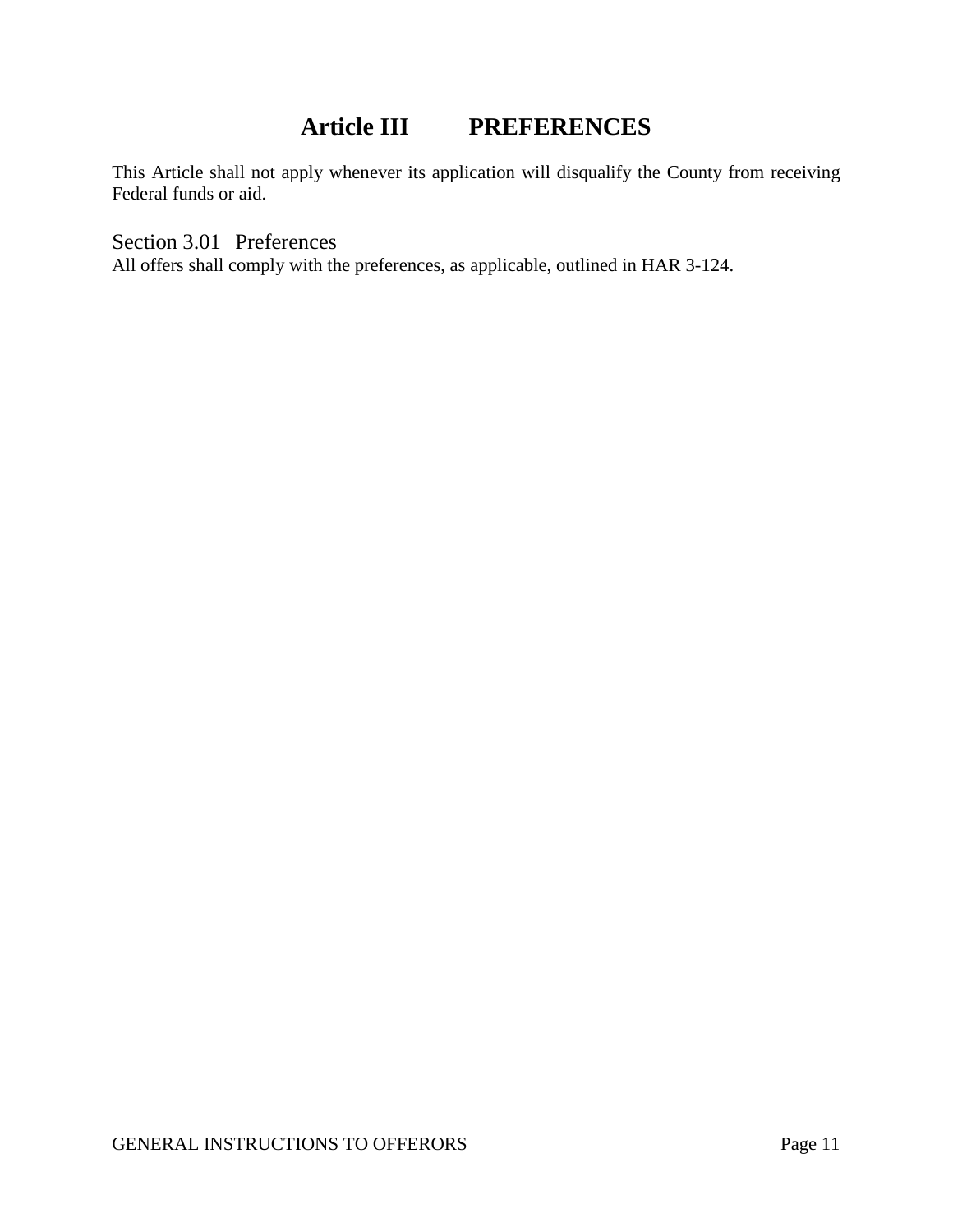# Article III PREFERENCES

This Article shall not apply whenever its application will disqualify the County from receiving Federal funds or aid.

## Section 3.01 Preferences

All offers shall comply with the preferences, as applicable, outlined in HAR 3-124.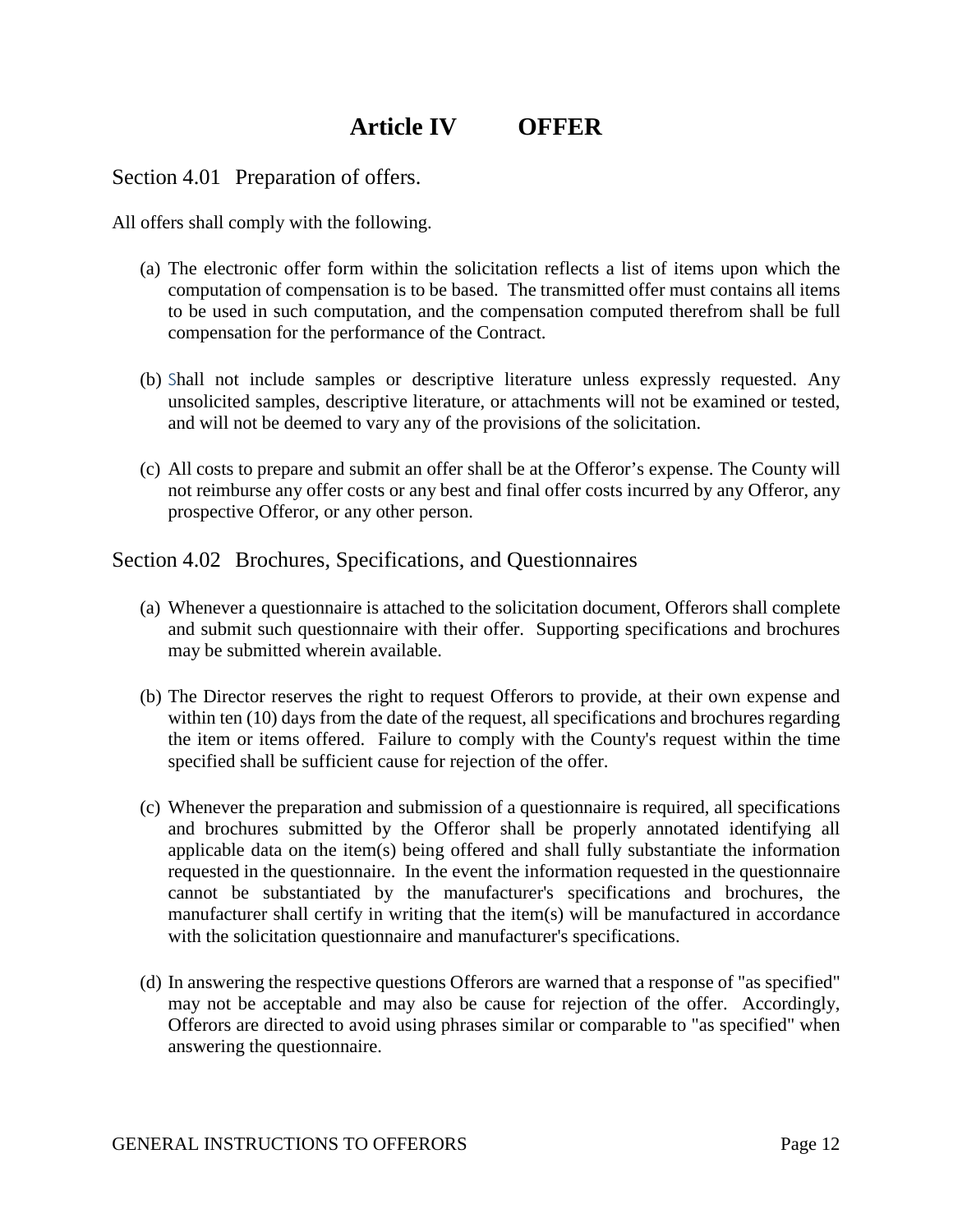# Article IV OFFER

## Section 4.01 Preparation of offers.

All offers shall comply with the following.

(a) The electronic offer form within the solicitation reflects a list of items upon which the computation of compensation is to be based. The transmitted offer must contains all items to be used in such computation, and the compensation computed therefrom shall be full compensation for the performance of the Contract.

(b) Shall not include samples or descriptive literature unless expressly requested. Any unsolicited samples, descriptive literature, or attachments will not be examined or tested, and will not be deemed to vary any of the provisions of the solicitation.

(c) All costs to prepare and submit an offer shall be at the Offeror's expense. The County will not reimburse any offer costs or any best and final offer costs incurred by any Offeror, any prospective Offeror, or any other person.

## Section 4.02 Brochures, Specifications, and Questionnaires

(a) Whenever a questionnaire is attached to the solicitation document, Offerors shall complete and submit such questionnaire with their offer. Supporting specifications and brochures may be submitted wherein available.

(b) The Director reserves the right to request Offerors to provide, at their own expense and within ten (10) days from the date of the request, all specifications and brochures regarding the item or items offered. Failure to comply with the County's request within the time specified shall be sufficient cause for rejection of the offer.

(c) Whenever the preparation and submission of a questionnaire is required, all specifications and brochures submitted by the Offeror shall be properly annotated identifying all applicable data on the item(s) being offered and shall fully substantiate the information requested in the questionnaire. In the event the information requested in the questionnaire cannot be substantiated by the manufacturer's specifications and brochures, the manufacturer shall certify in writing that the item(s) will be manufactured in accordance with the solicitation questionnaire and manufacturer's specifications.

(d) In answering the respective questions Offerors are warned that a response of "as specified" may not be acceptable and may also be cause for rejection of the offer. Accordingly, Offerors are directed to avoid using phrases similar or comparable to "as specified" when answering the questionnaire.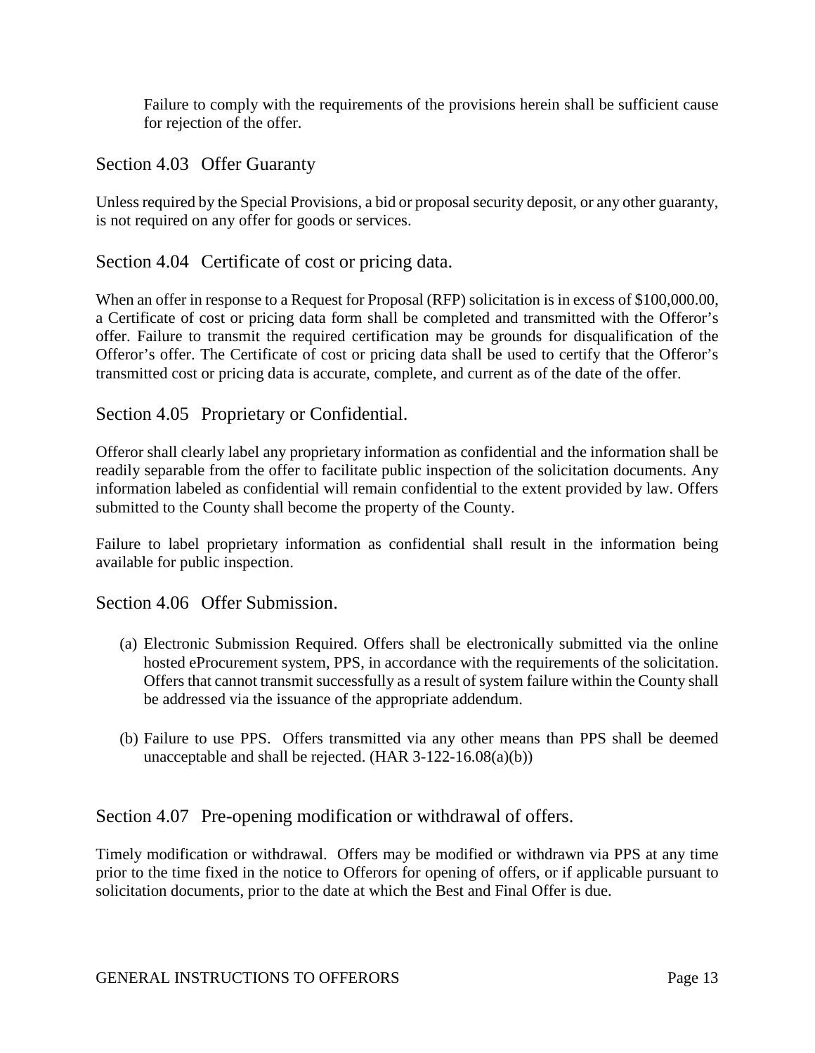Failure to comply with the requirements of the provisions herein shall be sufficient cause for rejection of the offer.

## Section 4.03 Offer Guaranty

Unless required by the Special Provisions, a bid or proposal security deposit, or any other guaranty, is not required on any offer for goods or services.

## Section 4.04 Certificate of cost or pricing data.

When an offer in response to a Request for Proposal (RFP) solicitation is in excess of $100,000.00, a Certificate of cost or pricing data form shall be completed and transmitted with the Offeror's offer. Failure to transmit the required certification may be grounds for disqualification of the Offeror's offer. The Certificate of cost or pricing data shall be used to certify that the Offeror's transmitted cost or pricing data is accurate, complete, and current as of the date of the offer.

## Section 4.05 Proprietary or Confidential.

Offeror shall clearly label any proprietary information as confidential and the information shall be readily separable from the offer to facilitate public inspection of the solicitation documents. Any information labeled as confidential will remain confidential to the extent provided by law. Offers submitted to the County shall become the property of the County.

Failure to label proprietary information as confidential shall result in the information being available for public inspection.

## Section 4.06 Offer Submission.

(a) Electronic Submission Required. Offers shall be electronically submitted via the online hosted eProcurement system, PPS, in accordance with the requirements of the solicitation. Offers that cannot transmit successfully as a result of system failure within the County shall be addressed via the issuance of the appropriate addendum.

(b) Failure to use PPS. Offers transmitted via any other means than PPS shall be deemed unacceptable and shall be rejected. (HAR 3-122-16.08(a)(b))

## Section 4.07 Pre-opening modification or withdrawal of offers.

Timely modification or withdrawal. Offers may be modified or withdrawn via PPS at any time prior to the time fixed in the notice to Offerors for opening of offers, or if applicable pursuant to solicitation documents, prior to the date at which the Best and Final Offer is due.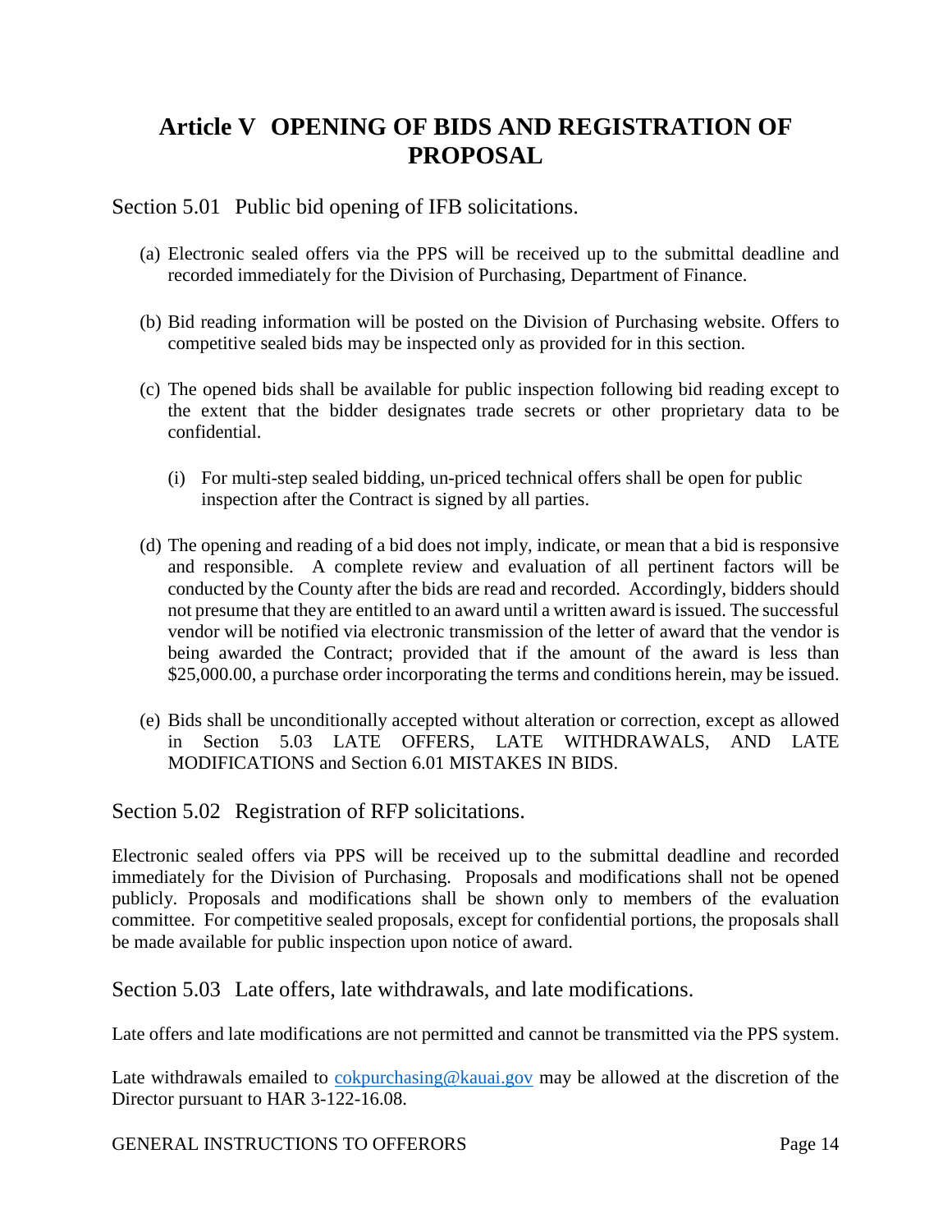# Article V OPENING OF BIDS AND REGISTRATION OF PROPOSAL

## Section 5.01 Public bid opening of IFB solicitations.

(a) Electronic sealed offers via the PPS will be received up to the submittal deadline and recorded immediately for the Division of Purchasing, Department of Finance.

(b) Bid reading information will be posted on the Division of Purchasing website. Offers to competitive sealed bids may be inspected only as provided for in this section.

(c) The opened bids shall be available for public inspection following bid reading except to the extent that the bidder designates trade secrets or other proprietary data to be confidential.

  (i) For multi-step sealed bidding, un-priced technical offers shall be open for public inspection after the Contract is signed by all parties.

(d) The opening and reading of a bid does not imply, indicate, or mean that a bid is responsive and responsible. A complete review and evaluation of all pertinent factors will be conducted by the County after the bids are read and recorded. Accordingly, bidders should not presume that they are entitled to an award until a written award is issued. The successful vendor will be notified via electronic transmission of the letter of award that the vendor is being awarded the Contract; provided that if the amount of the award is less than $25,000.00, a purchase order incorporating the terms and conditions herein, may be issued.

(e) Bids shall be unconditionally accepted without alteration or correction, except as allowed in Section 5.03 LATE OFFERS, LATE WITHDRAWALS, AND LATE MODIFICATIONS and Section 6.01 MISTAKES IN BIDS.

## Section 5.02 Registration of RFP solicitations.

Electronic sealed offers via PPS will be received up to the submittal deadline and recorded immediately for the Division of Purchasing. Proposals and modifications shall not be opened publicly. Proposals and modifications shall be shown only to members of the evaluation committee. For competitive sealed proposals, except for confidential portions, the proposals shall be made available for public inspection upon notice of award.

## Section 5.03 Late offers, late withdrawals, and late modifications.

Late offers and late modifications are not permitted and cannot be transmitted via the PPS system.

Late withdrawals emailed to cokpurchasing@kauai.gov may be allowed at the discretion of the Director pursuant to HAR 3-122-16.08.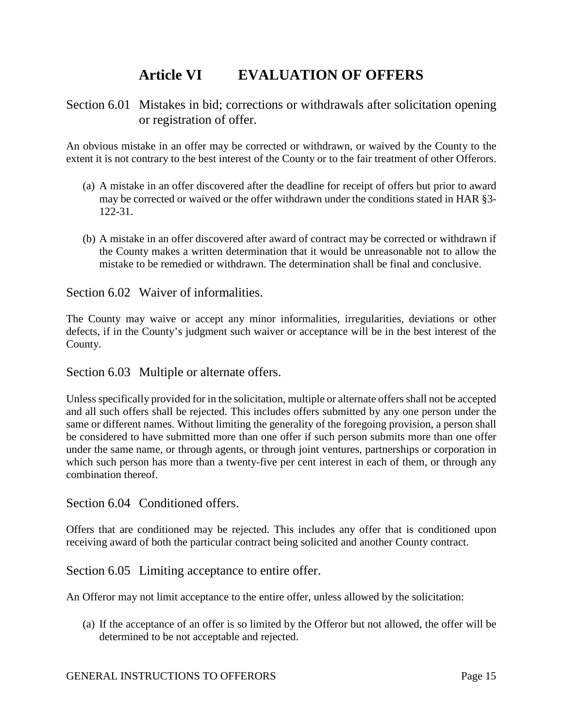# Article VI EVALUATION OF OFFERS

## Section 6.01 Mistakes in bid; corrections or withdrawals after solicitation opening or registration of offer.

An obvious mistake in an offer may be corrected or withdrawn, or waived by the County to the extent it is not contrary to the best interest of the County or to the fair treatment of other Offerors.

(a) A mistake in an offer discovered after the deadline for receipt of offers but prior to award may be corrected or waived or the offer withdrawn under the conditions stated in HAR §3-122-31.

(b) A mistake in an offer discovered after award of contract may be corrected or withdrawn if the County makes a written determination that it would be unreasonable not to allow the mistake to be remedied or withdrawn. The determination shall be final and conclusive.

## Section 6.02 Waiver of informalities.

The County may waive or accept any minor informalities, irregularities, deviations or other defects, if in the County's judgment such waiver or acceptance will be in the best interest of the County.

## Section 6.03 Multiple or alternate offers.

Unless specifically provided for in the solicitation, multiple or alternate offers shall not be accepted and all such offers shall be rejected. This includes offers submitted by any one person under the same or different names. Without limiting the generality of the foregoing provision, a person shall be considered to have submitted more than one offer if such person submits more than one offer under the same name, or through agents, or through joint ventures, partnerships or corporation in which such person has more than a twenty-five per cent interest in each of them, or through any combination thereof.

## Section 6.04 Conditioned offers.

Offers that are conditioned may be rejected. This includes any offer that is conditioned upon receiving award of both the particular contract being solicited and another County contract.

## Section 6.05 Limiting acceptance to entire offer.

An Offeror may not limit acceptance to the entire offer, unless allowed by the solicitation:

(a) If the acceptance of an offer is so limited by the Offeror but not allowed, the offer will be determined to be not acceptable and rejected.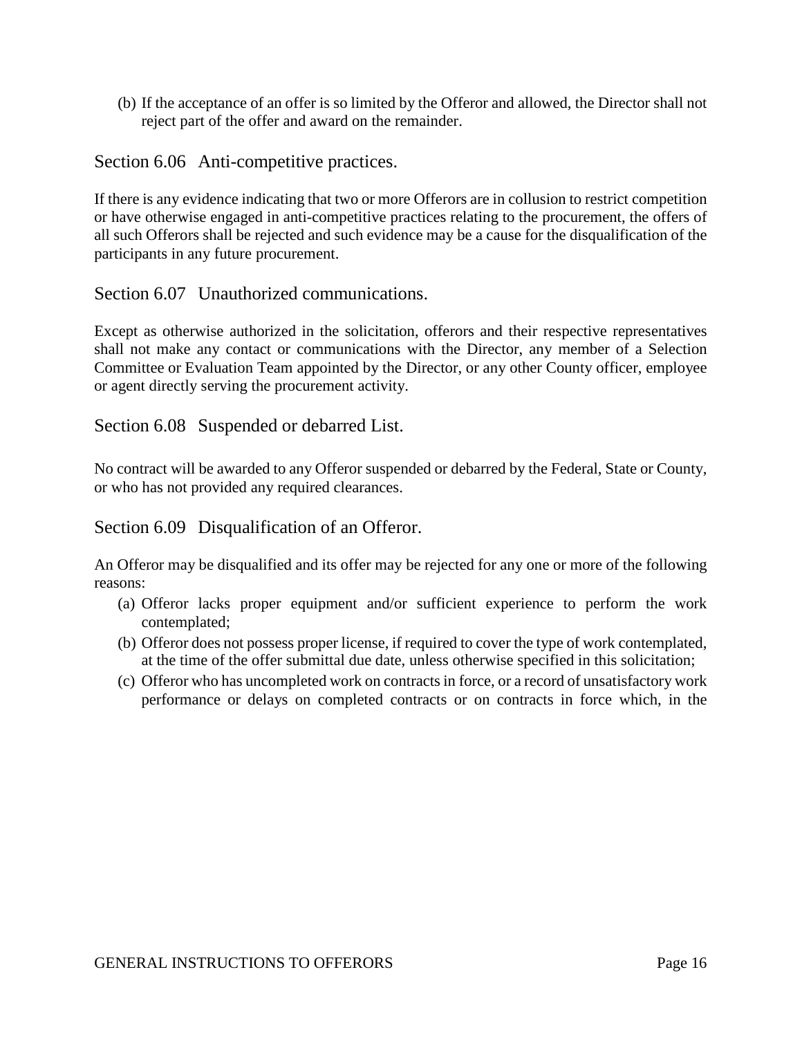(b) If the acceptance of an offer is so limited by the Offeror and allowed, the Director shall not reject part of the offer and award on the remainder.

## Section 6.06 Anti-competitive practices.

If there is any evidence indicating that two or more Offerors are in collusion to restrict competition or have otherwise engaged in anti-competitive practices relating to the procurement, the offers of all such Offerors shall be rejected and such evidence may be a cause for the disqualification of the participants in any future procurement.

## Section 6.07 Unauthorized communications.

Except as otherwise authorized in the solicitation, offerors and their respective representatives shall not make any contact or communications with the Director, any member of a Selection Committee or Evaluation Team appointed by the Director, or any other County officer, employee or agent directly serving the procurement activity.

## Section 6.08 Suspended or debarred List.

No contract will be awarded to any Offeror suspended or debarred by the Federal, State or County, or who has not provided any required clearances.

## Section 6.09 Disqualification of an Offeror.

An Offeror may be disqualified and its offer may be rejected for any one or more of the following reasons:

(a) Offeror lacks proper equipment and/or sufficient experience to perform the work contemplated;

(b) Offeror does not possess proper license, if required to cover the type of work contemplated, at the time of the offer submittal due date, unless otherwise specified in this solicitation;

(c) Offeror who has uncompleted work on contracts in force, or a record of unsatisfactory work performance or delays on completed contracts or on contracts in force which, in the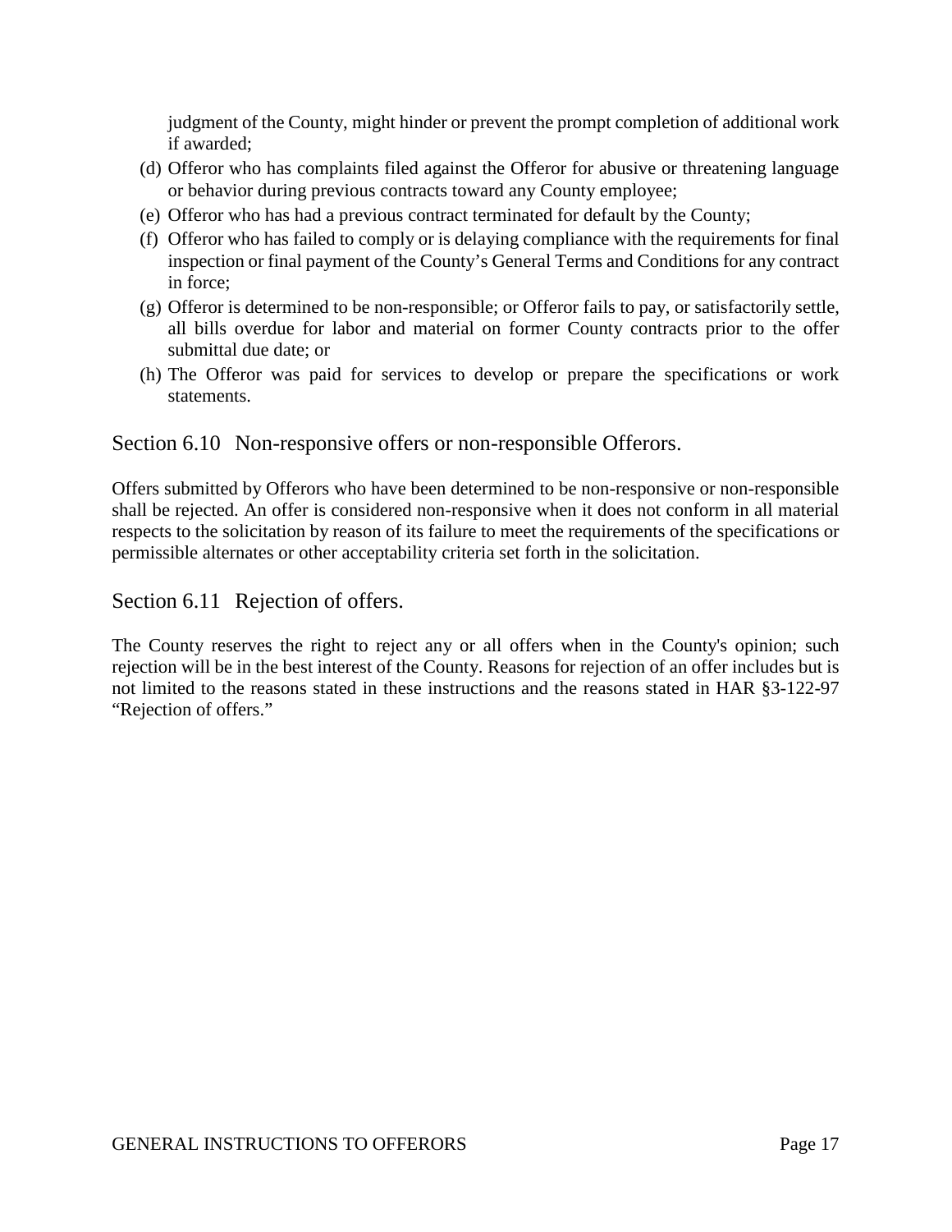judgment of the County, might hinder or prevent the prompt completion of additional work if awarded;

(d) Offeror who has complaints filed against the Offeror for abusive or threatening language or behavior during previous contracts toward any County employee;

(e) Offeror who has had a previous contract terminated for default by the County;

(f) Offeror who has failed to comply or is delaying compliance with the requirements for final inspection or final payment of the County's General Terms and Conditions for any contract in force;

(g) Offeror is determined to be non-responsible; or Offeror fails to pay, or satisfactorily settle, all bills overdue for labor and material on former County contracts prior to the offer submittal due date; or

(h) The Offeror was paid for services to develop or prepare the specifications or work statements.

## Section 6.10 Non-responsive offers or non-responsible Offerors.

Offers submitted by Offerors who have been determined to be non-responsive or non-responsible shall be rejected. An offer is considered non-responsive when it does not conform in all material respects to the solicitation by reason of its failure to meet the requirements of the specifications or permissible alternates or other acceptability criteria set forth in the solicitation.

## Section 6.11 Rejection of offers.

The County reserves the right to reject any or all offers when in the County's opinion; such rejection will be in the best interest of the County. Reasons for rejection of an offer includes but is not limited to the reasons stated in these instructions and the reasons stated in HAR §3-122-97 "Rejection of offers."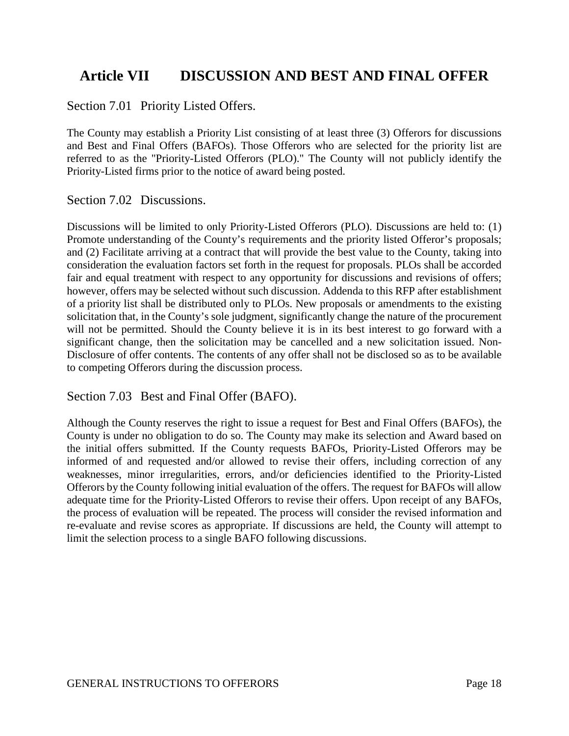# Article VII DISCUSSION AND BEST AND FINAL OFFER

## Section 7.01 Priority Listed Offers.

The County may establish a Priority List consisting of at least three (3) Offerors for discussions and Best and Final Offers (BAFOs). Those Offerors who are selected for the priority list are referred to as the "Priority-Listed Offerors (PLO)." The County will not publicly identify the Priority-Listed firms prior to the notice of award being posted.

## Section 7.02 Discussions.

Discussions will be limited to only Priority-Listed Offerors (PLO). Discussions are held to: (1) Promote understanding of the County's requirements and the priority listed Offeror's proposals; and (2) Facilitate arriving at a contract that will provide the best value to the County, taking into consideration the evaluation factors set forth in the request for proposals. PLOs shall be accorded fair and equal treatment with respect to any opportunity for discussions and revisions of offers; however, offers may be selected without such discussion. Addenda to this RFP after establishment of a priority list shall be distributed only to PLOs. New proposals or amendments to the existing solicitation that, in the County's sole judgment, significantly change the nature of the procurement will not be permitted. Should the County believe it is in its best interest to go forward with a significant change, then the solicitation may be cancelled and a new solicitation issued. Non-Disclosure of offer contents. The contents of any offer shall not be disclosed so as to be available to competing Offerors during the discussion process.

## Section 7.03 Best and Final Offer (BAFO).

Although the County reserves the right to issue a request for Best and Final Offers (BAFOs), the County is under no obligation to do so. The County may make its selection and Award based on the initial offers submitted. If the County requests BAFOs, Priority-Listed Offerors may be informed of and requested and/or allowed to revise their offers, including correction of any weaknesses, minor irregularities, errors, and/or deficiencies identified to the Priority-Listed Offerors by the County following initial evaluation of the offers. The request for BAFOs will allow adequate time for the Priority-Listed Offerors to revise their offers. Upon receipt of any BAFOs, the process of evaluation will be repeated. The process will consider the revised information and re-evaluate and revise scores as appropriate. If discussions are held, the County will attempt to limit the selection process to a single BAFO following discussions.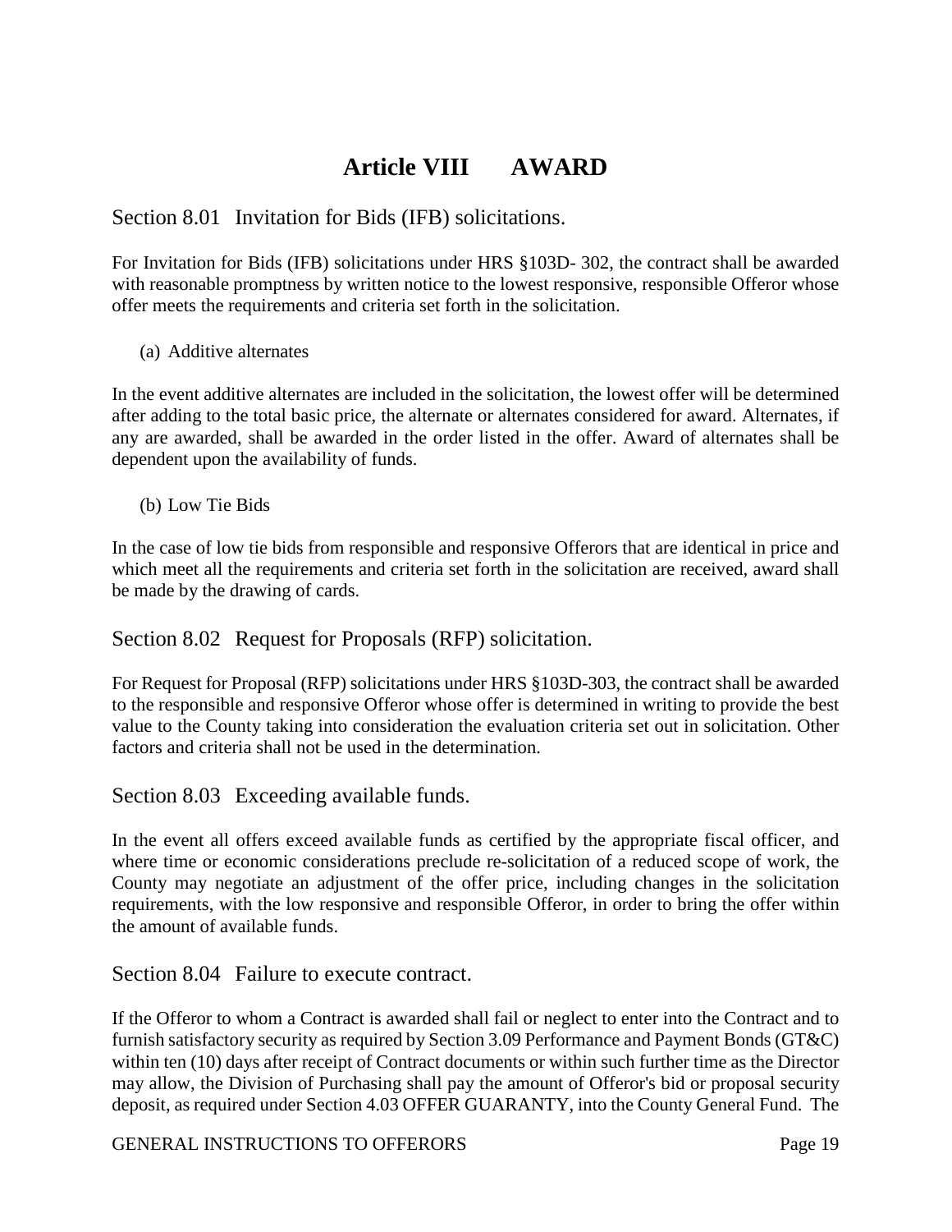# Article VIII AWARD

## Section 8.01 Invitation for Bids (IFB) solicitations.

For Invitation for Bids (IFB) solicitations under HRS §103D- 302, the contract shall be awarded with reasonable promptness by written notice to the lowest responsive, responsible Offeror whose offer meets the requirements and criteria set forth in the solicitation.

(a) Additive alternates

In the event additive alternates are included in the solicitation, the lowest offer will be determined after adding to the total basic price, the alternate or alternates considered for award. Alternates, if any are awarded, shall be awarded in the order listed in the offer. Award of alternates shall be dependent upon the availability of funds.

(b) Low Tie Bids

In the case of low tie bids from responsible and responsive Offerors that are identical in price and which meet all the requirements and criteria set forth in the solicitation are received, award shall be made by the drawing of cards.

## Section 8.02 Request for Proposals (RFP) solicitation.

For Request for Proposal (RFP) solicitations under HRS §103D-303, the contract shall be awarded to the responsible and responsive Offeror whose offer is determined in writing to provide the best value to the County taking into consideration the evaluation criteria set out in solicitation. Other factors and criteria shall not be used in the determination.

## Section 8.03 Exceeding available funds.

In the event all offers exceed available funds as certified by the appropriate fiscal officer, and where time or economic considerations preclude re-solicitation of a reduced scope of work, the County may negotiate an adjustment of the offer price, including changes in the solicitation requirements, with the low responsive and responsible Offeror, in order to bring the offer within the amount of available funds.

## Section 8.04 Failure to execute contract.

If the Offeror to whom a Contract is awarded shall fail or neglect to enter into the Contract and to furnish satisfactory security as required by Section 3.09 Performance and Payment Bonds (GT&C) within ten (10) days after receipt of Contract documents or within such further time as the Director may allow, the Division of Purchasing shall pay the amount of Offeror's bid or proposal security deposit, as required under Section 4.03 OFFER GUARANTY, into the County General Fund. The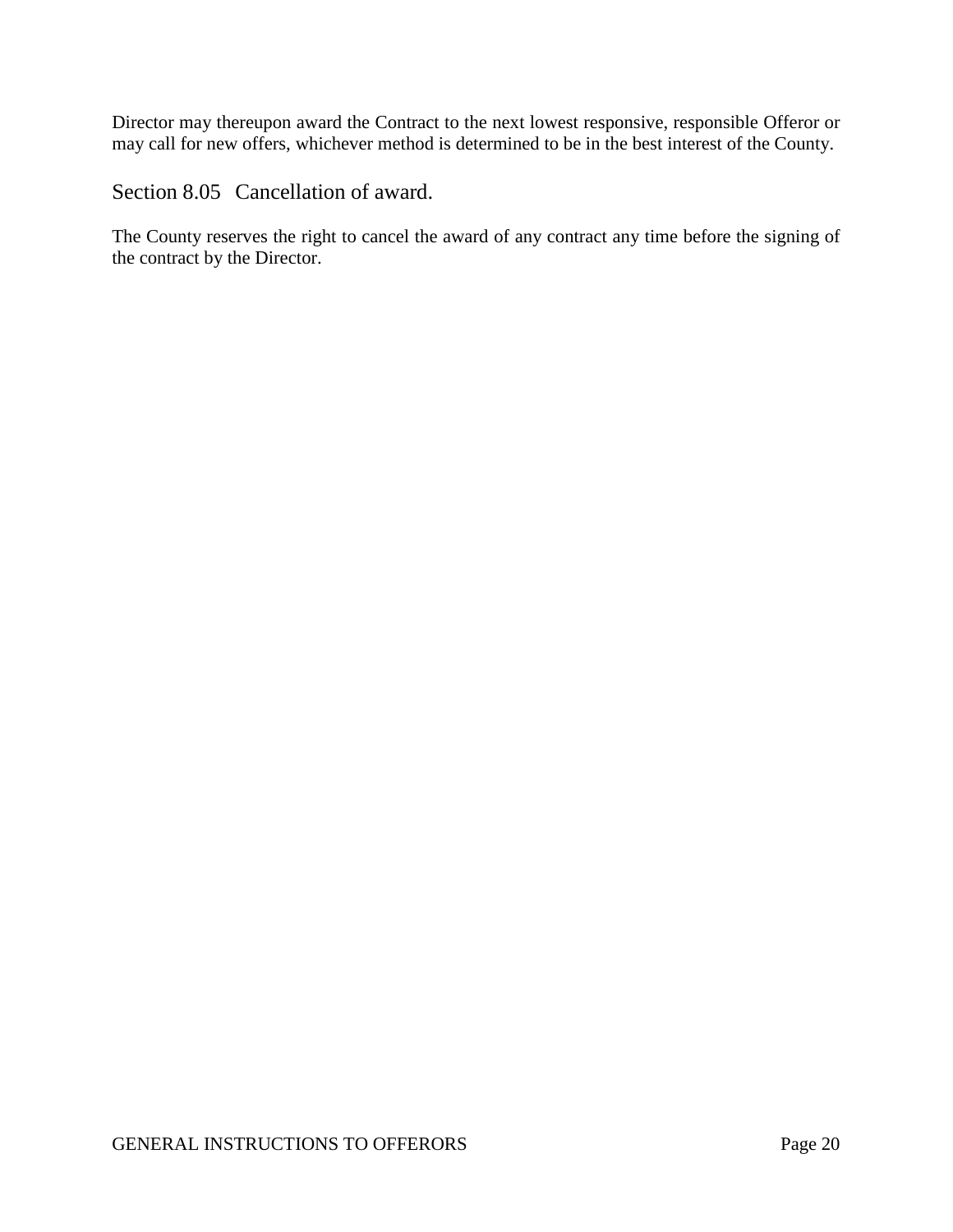Director may thereupon award the Contract to the next lowest responsive, responsible Offeror or may call for new offers, whichever method is determined to be in the best interest of the County.

## Section 8.05 Cancellation of award.

The County reserves the right to cancel the award of any contract any time before the signing of the contract by the Director.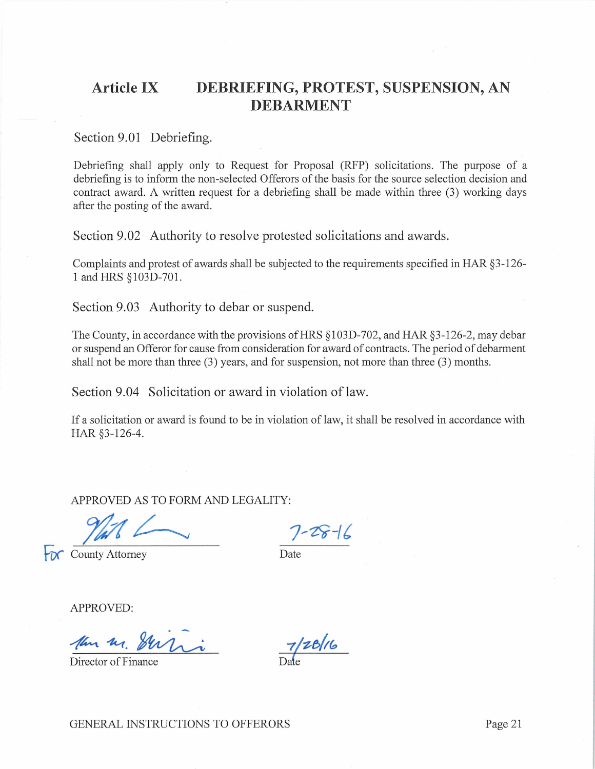# Article IX DEBRIEFING, PROTEST, SUSPENSION, AN DEBARMENT

## Section 9.01 Debriefing.

Debriefing shall apply only to Request for Proposal (RFP) solicitations. The purpose of a debriefing is to inform the non-selected Offerors of the basis for the source selection decision and contract award. A written request for a debriefing shall be made within three (3) working days after the posting of the award.

## Section 9.02 Authority to resolve protested solicitations and awards.

Complaints and protest of awards shall be subjected to the requirements specified in HAR §3-126-1 and HRS §103D-701.

## Section 9.03 Authority to debar or suspend.

The County, in accordance with the provisions of HRS §103D-702, and HAR §3-126-2, may debar or suspend an Offeror for cause from consideration for award of contracts. The period of debarment shall not be more than three (3) years, and for suspension, not more than three (3) months.

## Section 9.04 Solicitation or award in violation of law.

If a solicitation or award is found to be in violation of law, it shall be resolved in accordance with HAR §3-126-4.

APPROVED AS TO FORM AND LEGALITY:

[Signature] 7-28-16

For County Attorney Date

APPROVED:

[Signature] 7/28/16

Director of Finance Date

GENERAL INSTRUCTIONS TO OFFERORS